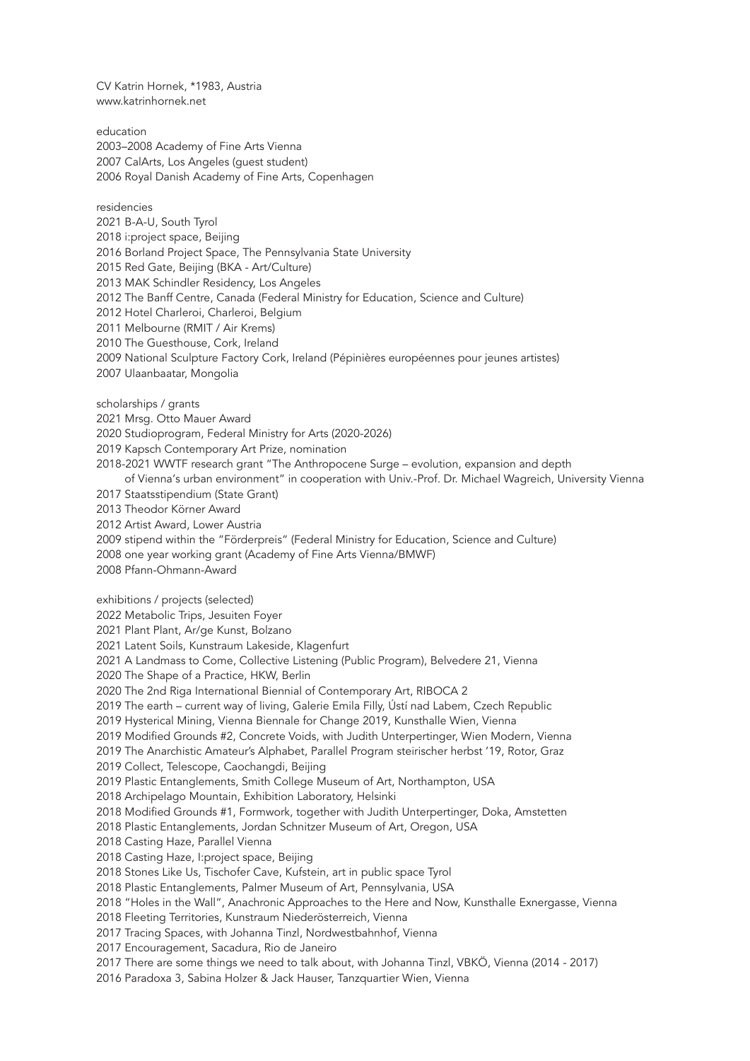CV Katrin Hornek, *1983, Austria
www.katrinhornek.net

## education

2003–2008 Academy of Fine Arts Vienna
2007 CalArts, Los Angeles (guest student)
2006 Royal Danish Academy of Fine Arts, Copenhagen

## residencies

2021 B-A-U, South Tyrol
2018 i:project space, Beijing
2016 Borland Project Space, The Pennsylvania State University
2015 Red Gate, Beijing (BKA - Art/Culture)
2013 MAK Schindler Residency, Los Angeles
2012 The Banff Centre, Canada (Federal Ministry for Education, Science and Culture)
2012 Hotel Charleroi, Charleroi, Belgium
2011 Melbourne (RMIT / Air Krems)
2010 The Guesthouse, Cork, Ireland
2009 National Sculpture Factory Cork, Ireland (Pépinières européennes pour jeunes artistes)
2007 Ulaanbaatar, Mongolia

## scholarships / grants

2021 Mrsg. Otto Mauer Award
2020 Studioprogram, Federal Ministry for Arts (2020-2026)
2019 Kapsch Contemporary Art Prize, nomination
2018-2021 WWTF research grant "The Anthropocene Surge – evolution, expansion and depth of Vienna's urban environment" in cooperation with Univ.-Prof. Dr. Michael Wagreich, University Vienna
2017 Staatsstipendium (State Grant)
2013 Theodor Körner Award
2012 Artist Award, Lower Austria
2009 stipend within the "Förderpreis" (Federal Ministry for Education, Science and Culture)
2008 one year working grant (Academy of Fine Arts Vienna/BMWF)
2008 Pfann-Ohmann-Award

## exhibitions / projects (selected)

2022 Metabolic Trips, Jesuiten Foyer
2021 Plant Plant, Ar/ge Kunst, Bolzano
2021 Latent Soils, Kunstraum Lakeside, Klagenfurt
2021 A Landmass to Come, Collective Listening (Public Program), Belvedere 21, Vienna
2020 The Shape of a Practice, HKW, Berlin
2020 The 2nd Riga International Biennial of Contemporary Art, RIBOCA 2
2019 The earth – current way of living, Galerie Emila Filly, Ústí nad Labem, Czech Republic
2019 Hysterical Mining, Vienna Biennale for Change 2019, Kunsthalle Wien, Vienna
2019 Modified Grounds #2, Concrete Voids, with Judith Unterpertinger, Wien Modern, Vienna
2019 The Anarchistic Amateur's Alphabet, Parallel Program steirischer herbst '19, Rotor, Graz
2019 Collect, Telescope, Caochangdi, Beijing
2019 Plastic Entanglements, Smith College Museum of Art, Northampton, USA
2018 Archipelago Mountain, Exhibition Laboratory, Helsinki
2018 Modified Grounds #1, Formwork, together with Judith Unterpertinger, Doka, Amstetten
2018 Plastic Entanglements, Jordan Schnitzer Museum of Art, Oregon, USA
2018 Casting Haze, Parallel Vienna
2018 Casting Haze, I:project space, Beijing
2018 Stones Like Us, Tischofer Cave, Kufstein, art in public space Tyrol
2018 Plastic Entanglements, Palmer Museum of Art, Pennsylvania, USA
2018 "Holes in the Wall", Anachronic Approaches to the Here and Now, Kunsthalle Exnergasse, Vienna
2018 Fleeting Territories, Kunstraum Niederösterreich, Vienna
2017 Tracing Spaces, with Johanna Tinzl, Nordwestbahnhof, Vienna
2017 Encouragement, Sacadura, Rio de Janeiro
2017 There are some things we need to talk about, with Johanna Tinzl, VBKÖ, Vienna (2014 - 2017)
2016 Paradoxa 3, Sabina Holzer & Jack Hauser, Tanzquartier Wien, Vienna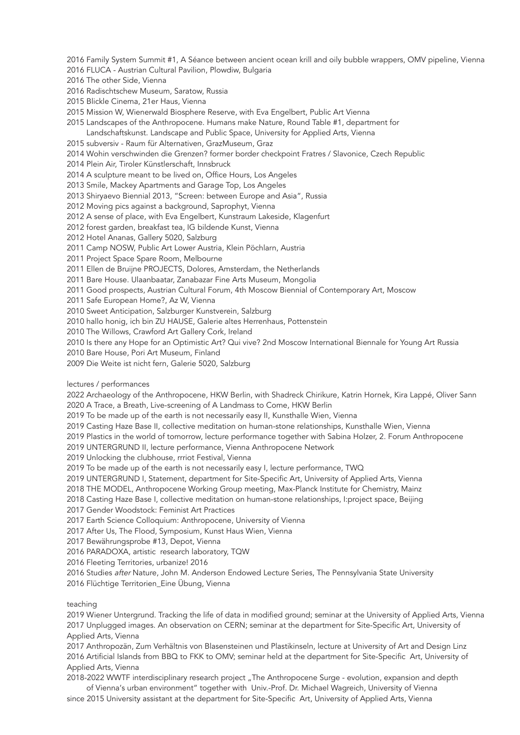2016 Family System Summit #1, A Séance between ancient ocean krill and oily bubble wrappers, OMV pipeline, Vienna
2016 FLUCA - Austrian Cultural Pavilion, Plowdiw, Bulgaria
2016 The other Side, Vienna
2016 Radischtschew Museum, Saratow, Russia
2015 Blickle Cinema, 21er Haus, Vienna
2015 Mission W, Wienerwald Biosphere Reserve, with Eva Engelbert, Public Art Vienna
2015 Landscapes of the Anthropocene. Humans make Nature, Round Table #1, department for Landschaftskunst. Landscape and Public Space, University for Applied Arts, Vienna
2015 subversiv - Raum für Alternativen, GrazMuseum, Graz
2014 Wohin verschwinden die Grenzen? former border checkpoint Fratres / Slavonice, Czech Republic
2014 Plein Air, Tiroler Künstlerschaft, Innsbruck
2014 A sculpture meant to be lived on, Office Hours, Los Angeles
2013 Smile, Mackey Apartments and Garage Top, Los Angeles
2013 Shiryaevo Biennial 2013, "Screen: between Europe and Asia", Russia
2012 Moving pics against a background, Saprophyt, Vienna
2012 A sense of place, with Eva Engelbert, Kunstraum Lakeside, Klagenfurt
2012 forest garden, breakfast tea, IG bildende Kunst, Vienna
2012 Hotel Ananas, Gallery 5020, Salzburg
2011 Camp NOSW, Public Art Lower Austria, Klein Pöchlarn, Austria
2011 Project Space Spare Room, Melbourne
2011 Ellen de Bruijne PROJECTS, Dolores, Amsterdam, the Netherlands
2011 Bare House. Ulaanbaatar, Zanabazar Fine Arts Museum, Mongolia
2011 Good prospects, Austrian Cultural Forum, 4th Moscow Biennial of Contemporary Art, Moscow
2011 Safe European Home?, Az W, Vienna
2010 Sweet Anticipation, Salzburger Kunstverein, Salzburg
2010 hallo honig, ich bin ZU HAUSE, Galerie altes Herrenhaus, Pottenstein
2010 The Willows, Crawford Art Gallery Cork, Ireland
2010 Is there any Hope for an Optimistic Art? Qui vive? 2nd Moscow International Biennale for Young Art Russia
2010 Bare House, Pori Art Museum, Finland
2009 Die Weite ist nicht fern, Galerie 5020, Salzburg

lectures / performances

2022 Archaeology of the Anthropocene, HKW Berlin, with Shadreck Chirikure, Katrin Hornek, Kira Lappé, Oliver Sann
2020 A Trace, a Breath, Live-screening of A Landmass to Come, HKW Berlin
2019 To be made up of the earth is not necessarily easy II, Kunsthalle Wien, Vienna
2019 Casting Haze Base II, collective meditation on human-stone relationships, Kunsthalle Wien, Vienna
2019 Plastics in the world of tomorrow, lecture performance together with Sabina Holzer, 2. Forum Anthropocene
2019 UNTERGRUND II, lecture performance, Vienna Anthropocene Network
2019 Unlocking the clubhouse, rrriot Festival, Vienna
2019 To be made up of the earth is not necessarily easy I, lecture performance, TWQ
2019 UNTERGRUND I, Statement, department for Site-Specific Art, University of Applied Arts, Vienna
2018 THE MODEL, Anthropocene Working Group meeting, Max-Planck Institute for Chemistry, Mainz
2018 Casting Haze Base I, collective meditation on human-stone relationships, I:project space, Beijing
2017 Gender Woodstock: Feminist Art Practices
2017 Earth Science Colloquium: Anthropocene, University of Vienna
2017 After Us, The Flood, Symposium, Kunst Haus Wien, Vienna
2017 Bewährungsprobe #13, Depot, Vienna
2016 PARADOXA, artistic research laboratory, TQW
2016 Fleeting Territories, urbanize! 2016
2016 Studies *after* Nature, John M. Anderson Endowed Lecture Series, The Pennsylvania State University
2016 Flüchtige Territorien_Eine Übung, Vienna

teaching

2019 Wiener Untergrund. Tracking the life of data in modified ground; seminar at the University of Applied Arts, Vienna
2017 Unplugged images. An observation on CERN; seminar at the department for Site-Specific Art, University of Applied Arts, Vienna
2017 Anthropozän, Zum Verhältnis von Blasensteinen und Plastikinseln, lecture at University of Art and Design Linz
2016 Artificial Islands from BBQ to FKK to OMV; seminar held at the department for Site-Specific Art, University of Applied Arts, Vienna
2018-2022 WWTF interdisciplinary research project „The Anthropocene Surge - evolution, expansion and depth of Vienna's urban environment" together with Univ.-Prof. Dr. Michael Wagreich, University of Vienna
since 2015 University assistant at the department for Site-Specific Art, University of Applied Arts, Vienna